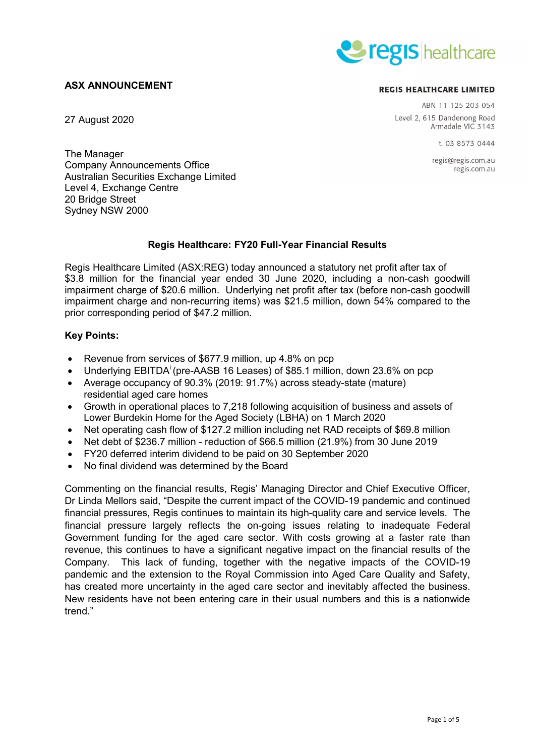**ASX ANNOUNCEMENT**

**REGIS HEALTHCARE LIMITED**

ABN 11 125 203 054
Level 2, 615 Dandenong Road
Armadale VIC 3143

t. 03 8573 0444

regis@regis.com.au
regis.com.au

27 August 2020

The Manager
Company Announcements Office
Australian Securities Exchange Limited
Level 4, Exchange Centre
20 Bridge Street
Sydney NSW 2000

**Regis Healthcare: FY20 Full-Year Financial Results**

Regis Healthcare Limited (ASX:REG) today announced a statutory net profit after tax of $3.8 million for the financial year ended 30 June 2020, including a non-cash goodwill impairment charge of $20.6 million. Underlying net profit after tax (before non-cash goodwill impairment charge and non-recurring items) was $21.5 million, down 54% compared to the prior corresponding period of $47.2 million.

**Key Points:**

- Revenue from services of $677.9 million, up 4.8% on pcp
- Underlying EBITDA[i] (pre-AASB 16 Leases) of $85.1 million, down 23.6% on pcp
- Average occupancy of 90.3% (2019: 91.7%) across steady-state (mature) residential aged care homes
- Growth in operational places to 7,218 following acquisition of business and assets of Lower Burdekin Home for the Aged Society (LBHA) on 1 March 2020
- Net operating cash flow of $127.2 million including net RAD receipts of $69.8 million
- Net debt of $236.7 million - reduction of $66.5 million (21.9%) from 30 June 2019
- FY20 deferred interim dividend to be paid on 30 September 2020
- No final dividend was determined by the Board

Commenting on the financial results, Regis' Managing Director and Chief Executive Officer, Dr Linda Mellors said, "Despite the current impact of the COVID-19 pandemic and continued financial pressures, Regis continues to maintain its high-quality care and service levels. The financial pressure largely reflects the on-going issues relating to inadequate Federal Government funding for the aged care sector. With costs growing at a faster rate than revenue, this continues to have a significant negative impact on the financial results of the Company. This lack of funding, together with the negative impacts of the COVID-19 pandemic and the extension to the Royal Commission into Aged Care Quality and Safety, has created more uncertainty in the aged care sector and inevitably affected the business. New residents have not been entering care in their usual numbers and this is a nationwide trend."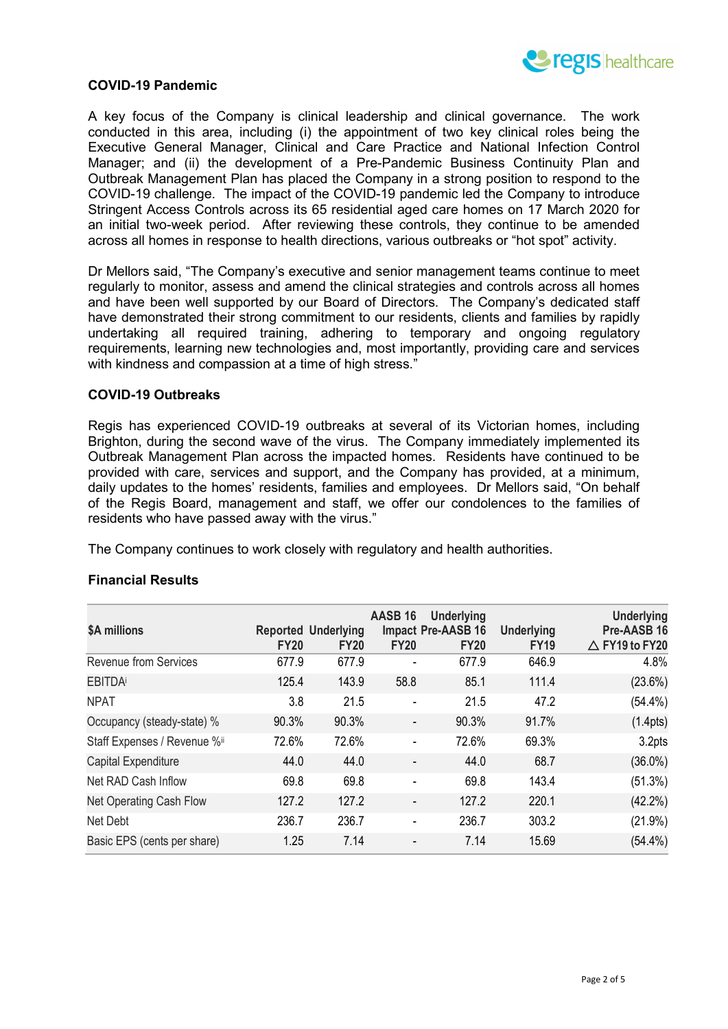## COVID-19 Pandemic

A key focus of the Company is clinical leadership and clinical governance. The work conducted in this area, including (i) the appointment of two key clinical roles being the Executive General Manager, Clinical and Care Practice and National Infection Control Manager; and (ii) the development of a Pre-Pandemic Business Continuity Plan and Outbreak Management Plan has placed the Company in a strong position to respond to the COVID-19 challenge. The impact of the COVID-19 pandemic led the Company to introduce Stringent Access Controls across its 65 residential aged care homes on 17 March 2020 for an initial two-week period. After reviewing these controls, they continue to be amended across all homes in response to health directions, various outbreaks or "hot spot" activity.

Dr Mellors said, "The Company's executive and senior management teams continue to meet regularly to monitor, assess and amend the clinical strategies and controls across all homes and have been well supported by our Board of Directors. The Company's dedicated staff have demonstrated their strong commitment to our residents, clients and families by rapidly undertaking all required training, adhering to temporary and ongoing regulatory requirements, learning new technologies and, most importantly, providing care and services with kindness and compassion at a time of high stress."

## COVID-19 Outbreaks

Regis has experienced COVID-19 outbreaks at several of its Victorian homes, including Brighton, during the second wave of the virus. The Company immediately implemented its Outbreak Management Plan across the impacted homes. Residents have continued to be provided with care, services and support, and the Company has provided, at a minimum, daily updates to the homes' residents, families and employees. Dr Mellors said, "On behalf of the Regis Board, management and staff, we offer our condolences to the families of residents who have passed away with the virus."

The Company continues to work closely with regulatory and health authorities.

## Financial Results

| $A millions | Reported FY20 | Underlying FY20 | AASB 16 Impact FY20 | Underlying Pre-AASB 16 FY20 | Underlying FY19 | Underlying Pre-AASB 16 △ FY19 to FY20 |
|---|---|---|---|---|---|---|
| Revenue from Services | 677.9 | 677.9 | - | 677.9 | 646.9 | 4.8% |
| EBITDA[i] | 125.4 | 143.9 | 58.8 | 85.1 | 111.4 | (23.6%) |
| NPAT | 3.8 | 21.5 | - | 21.5 | 47.2 | (54.4%) |
| Occupancy (steady-state) % | 90.3% | 90.3% | - | 90.3% | 91.7% | (1.4pts) |
| Staff Expenses / Revenue %[ii] | 72.6% | 72.6% | - | 72.6% | 69.3% | 3.2pts |
| Capital Expenditure | 44.0 | 44.0 | - | 44.0 | 68.7 | (36.0%) |
| Net RAD Cash Inflow | 69.8 | 69.8 | - | 69.8 | 143.4 | (51.3%) |
| Net Operating Cash Flow | 127.2 | 127.2 | - | 127.2 | 220.1 | (42.2%) |
| Net Debt | 236.7 | 236.7 | - | 236.7 | 303.2 | (21.9%) |
| Basic EPS (cents per share) | 1.25 | 7.14 | - | 7.14 | 15.69 | (54.4%) |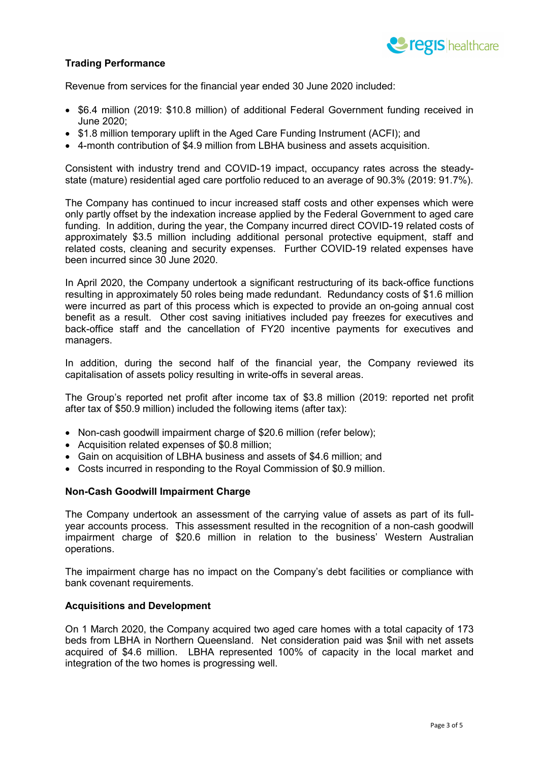## Trading Performance

Revenue from services for the financial year ended 30 June 2020 included:

- $6.4 million (2019: $10.8 million) of additional Federal Government funding received in June 2020;
- $1.8 million temporary uplift in the Aged Care Funding Instrument (ACFI); and
- 4-month contribution of $4.9 million from LBHA business and assets acquisition.

Consistent with industry trend and COVID-19 impact, occupancy rates across the steady-state (mature) residential aged care portfolio reduced to an average of 90.3% (2019: 91.7%).

The Company has continued to incur increased staff costs and other expenses which were only partly offset by the indexation increase applied by the Federal Government to aged care funding. In addition, during the year, the Company incurred direct COVID-19 related costs of approximately $3.5 million including additional personal protective equipment, staff and related costs, cleaning and security expenses. Further COVID-19 related expenses have been incurred since 30 June 2020.

In April 2020, the Company undertook a significant restructuring of its back-office functions resulting in approximately 50 roles being made redundant. Redundancy costs of $1.6 million were incurred as part of this process which is expected to provide an on-going annual cost benefit as a result. Other cost saving initiatives included pay freezes for executives and back-office staff and the cancellation of FY20 incentive payments for executives and managers.

In addition, during the second half of the financial year, the Company reviewed its capitalisation of assets policy resulting in write-offs in several areas.

The Group's reported net profit after income tax of $3.8 million (2019: reported net profit after tax of $50.9 million) included the following items (after tax):

- Non-cash goodwill impairment charge of $20.6 million (refer below);
- Acquisition related expenses of $0.8 million;
- Gain on acquisition of LBHA business and assets of $4.6 million; and
- Costs incurred in responding to the Royal Commission of $0.9 million.

## Non-Cash Goodwill Impairment Charge

The Company undertook an assessment of the carrying value of assets as part of its full-year accounts process. This assessment resulted in the recognition of a non-cash goodwill impairment charge of $20.6 million in relation to the business' Western Australian operations.

The impairment charge has no impact on the Company's debt facilities or compliance with bank covenant requirements.

## Acquisitions and Development

On 1 March 2020, the Company acquired two aged care homes with a total capacity of 173 beds from LBHA in Northern Queensland. Net consideration paid was $nil with net assets acquired of $4.6 million. LBHA represented 100% of capacity in the local market and integration of the two homes is progressing well.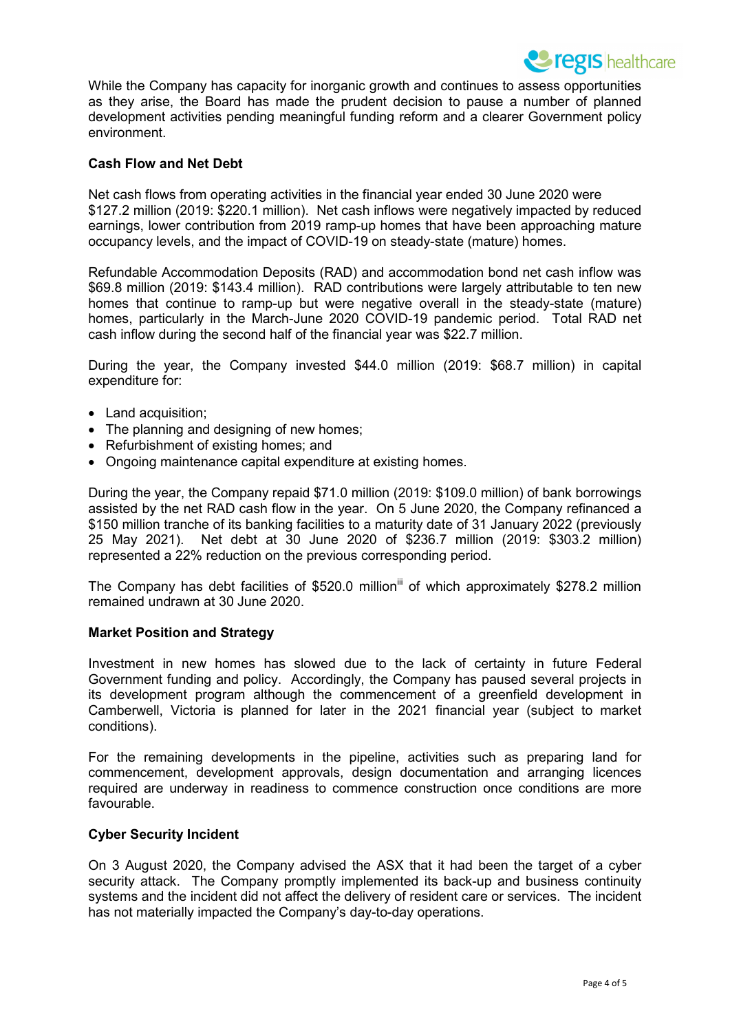While the Company has capacity for inorganic growth and continues to assess opportunities as they arise, the Board has made the prudent decision to pause a number of planned development activities pending meaningful funding reform and a clearer Government policy environment.

**Cash Flow and Net Debt**

Net cash flows from operating activities in the financial year ended 30 June 2020 were \$127.2 million (2019: \$220.1 million). Net cash inflows were negatively impacted by reduced earnings, lower contribution from 2019 ramp-up homes that have been approaching mature occupancy levels, and the impact of COVID-19 on steady-state (mature) homes.

Refundable Accommodation Deposits (RAD) and accommodation bond net cash inflow was \$69.8 million (2019: \$143.4 million). RAD contributions were largely attributable to ten new homes that continue to ramp-up but were negative overall in the steady-state (mature) homes, particularly in the March-June 2020 COVID-19 pandemic period. Total RAD net cash inflow during the second half of the financial year was \$22.7 million.

During the year, the Company invested \$44.0 million (2019: \$68.7 million) in capital expenditure for:

- Land acquisition;
- The planning and designing of new homes;
- Refurbishment of existing homes; and
- Ongoing maintenance capital expenditure at existing homes.

During the year, the Company repaid \$71.0 million (2019: \$109.0 million) of bank borrowings assisted by the net RAD cash flow in the year. On 5 June 2020, the Company refinanced a \$150 million tranche of its banking facilities to a maturity date of 31 January 2022 (previously 25 May 2021). Net debt at 30 June 2020 of \$236.7 million (2019: \$303.2 million) represented a 22% reduction on the previous corresponding period.

The Company has debt facilities of \$520.0 million[iii] of which approximately \$278.2 million remained undrawn at 30 June 2020.

**Market Position and Strategy**

Investment in new homes has slowed due to the lack of certainty in future Federal Government funding and policy. Accordingly, the Company has paused several projects in its development program although the commencement of a greenfield development in Camberwell, Victoria is planned for later in the 2021 financial year (subject to market conditions).

For the remaining developments in the pipeline, activities such as preparing land for commencement, development approvals, design documentation and arranging licences required are underway in readiness to commence construction once conditions are more favourable.

**Cyber Security Incident**

On 3 August 2020, the Company advised the ASX that it had been the target of a cyber security attack. The Company promptly implemented its back-up and business continuity systems and the incident did not affect the delivery of resident care or services. The incident has not materially impacted the Company's day-to-day operations.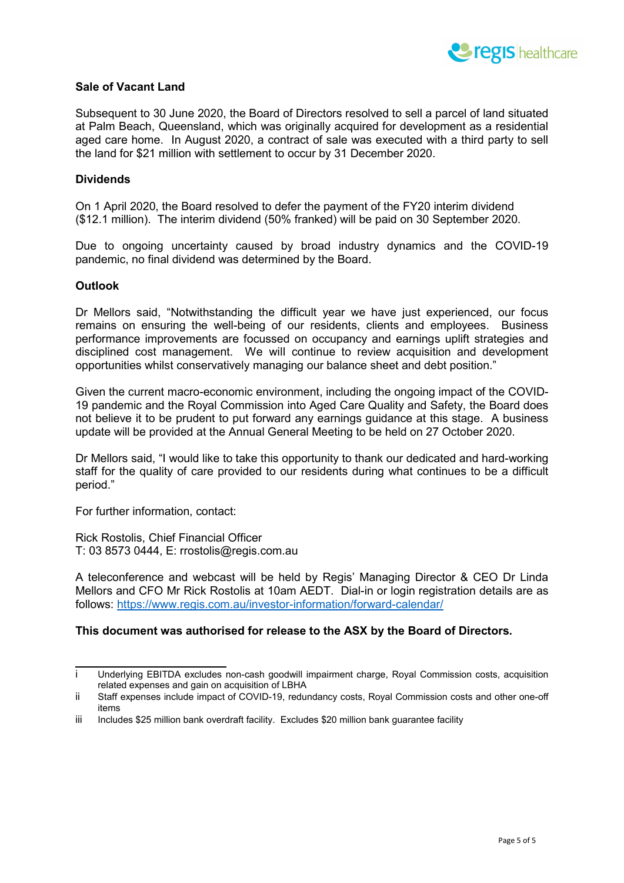**Sale of Vacant Land**

Subsequent to 30 June 2020, the Board of Directors resolved to sell a parcel of land situated at Palm Beach, Queensland, which was originally acquired for development as a residential aged care home. In August 2020, a contract of sale was executed with a third party to sell the land for $21 million with settlement to occur by 31 December 2020.

**Dividends**

On 1 April 2020, the Board resolved to defer the payment of the FY20 interim dividend ($12.1 million). The interim dividend (50% franked) will be paid on 30 September 2020.

Due to ongoing uncertainty caused by broad industry dynamics and the COVID-19 pandemic, no final dividend was determined by the Board.

**Outlook**

Dr Mellors said, "Notwithstanding the difficult year we have just experienced, our focus remains on ensuring the well-being of our residents, clients and employees. Business performance improvements are focussed on occupancy and earnings uplift strategies and disciplined cost management. We will continue to review acquisition and development opportunities whilst conservatively managing our balance sheet and debt position."

Given the current macro-economic environment, including the ongoing impact of the COVID-19 pandemic and the Royal Commission into Aged Care Quality and Safety, the Board does not believe it to be prudent to put forward any earnings guidance at this stage. A business update will be provided at the Annual General Meeting to be held on 27 October 2020.

Dr Mellors said, "I would like to take this opportunity to thank our dedicated and hard-working staff for the quality of care provided to our residents during what continues to be a difficult period."

For further information, contact:

Rick Rostolis, Chief Financial Officer
T: 03 8573 0444, E: rrostolis@regis.com.au

A teleconference and webcast will be held by Regis' Managing Director & CEO Dr Linda Mellors and CFO Mr Rick Rostolis at 10am AEDT. Dial-in or login registration details are as follows: https://www.regis.com.au/investor-information/forward-calendar/

**This document was authorised for release to the ASX by the Board of Directors.**

---

i Underlying EBITDA excludes non-cash goodwill impairment charge, Royal Commission costs, acquisition related expenses and gain on acquisition of LBHA

ii Staff expenses include impact of COVID-19, redundancy costs, Royal Commission costs and other one-off items

iii Includes $25 million bank overdraft facility. Excludes $20 million bank guarantee facility